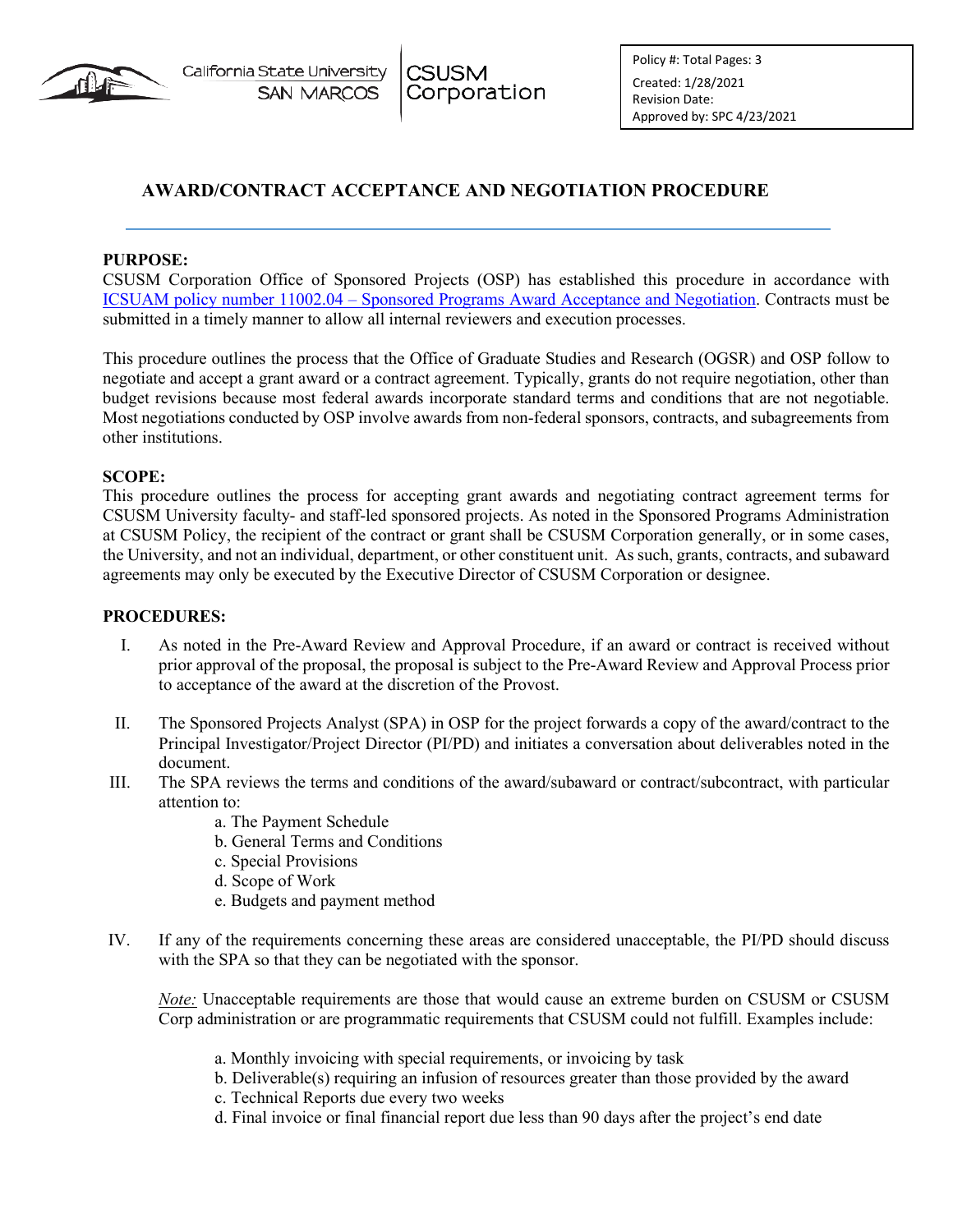California State University SAN MARCOS | CSUSM Corporation

| Policy #: Total Pages: 3 |
|---|
| Created: 1/28/2021 |
| Revision Date: |
| Approved by: SPC 4/23/2021 |

# AWARD/CONTRACT ACCEPTANCE AND NEGOTIATION PROCEDURE

**PURPOSE:**

CSUSM Corporation Office of Sponsored Projects (OSP) has established this procedure in accordance with ICSUAM policy number 11002.04 – Sponsored Programs Award Acceptance and Negotiation. Contracts must be submitted in a timely manner to allow all internal reviewers and execution processes.

This procedure outlines the process that the Office of Graduate Studies and Research (OGSR) and OSP follow to negotiate and accept a grant award or a contract agreement. Typically, grants do not require negotiation, other than budget revisions because most federal awards incorporate standard terms and conditions that are not negotiable. Most negotiations conducted by OSP involve awards from non-federal sponsors, contracts, and subagreements from other institutions.

**SCOPE:**

This procedure outlines the process for accepting grant awards and negotiating contract agreement terms for CSUSM University faculty- and staff-led sponsored projects. As noted in the Sponsored Programs Administration at CSUSM Policy, the recipient of the contract or grant shall be CSUSM Corporation generally, or in some cases, the University, and not an individual, department, or other constituent unit. As such, grants, contracts, and subaward agreements may only be executed by the Executive Director of CSUSM Corporation or designee.

**PROCEDURES:**

I. As noted in the Pre-Award Review and Approval Procedure, if an award or contract is received without prior approval of the proposal, the proposal is subject to the Pre-Award Review and Approval Process prior to acceptance of the award at the discretion of the Provost.

II. The Sponsored Projects Analyst (SPA) in OSP for the project forwards a copy of the award/contract to the Principal Investigator/Project Director (PI/PD) and initiates a conversation about deliverables noted in the document.

III. The SPA reviews the terms and conditions of the award/subaward or contract/subcontract, with particular attention to:

  a. The Payment Schedule
  b. General Terms and Conditions
  c. Special Provisions
  d. Scope of Work
  e. Budgets and payment method

IV. If any of the requirements concerning these areas are considered unacceptable, the PI/PD should discuss with the SPA so that they can be negotiated with the sponsor.

  *Note:* Unacceptable requirements are those that would cause an extreme burden on CSUSM or CSUSM Corp administration or are programmatic requirements that CSUSM could not fulfill. Examples include:

  a. Monthly invoicing with special requirements, or invoicing by task
  b. Deliverable(s) requiring an infusion of resources greater than those provided by the award
  c. Technical Reports due every two weeks
  d. Final invoice or final financial report due less than 90 days after the project's end date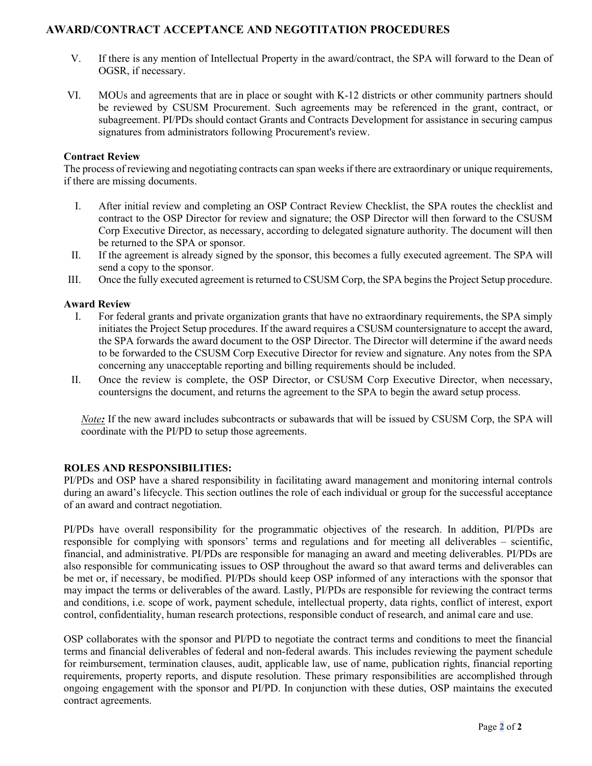# AWARD/CONTRACT ACCEPTANCE AND NEGOTITATION PROCEDURES

V. If there is any mention of Intellectual Property in the award/contract, the SPA will forward to the Dean of OGSR, if necessary.

VI. MOUs and agreements that are in place or sought with K-12 districts or other community partners should be reviewed by CSUSM Procurement. Such agreements may be referenced in the grant, contract, or subagreement. PI/PDs should contact Grants and Contracts Development for assistance in securing campus signatures from administrators following Procurement's review.

**Contract Review**

The process of reviewing and negotiating contracts can span weeks if there are extraordinary or unique requirements, if there are missing documents.

I. After initial review and completing an OSP Contract Review Checklist, the SPA routes the checklist and contract to the OSP Director for review and signature; the OSP Director will then forward to the CSUSM Corp Executive Director, as necessary, according to delegated signature authority. The document will then be returned to the SPA or sponsor.

II. If the agreement is already signed by the sponsor, this becomes a fully executed agreement. The SPA will send a copy to the sponsor.

III. Once the fully executed agreement is returned to CSUSM Corp, the SPA begins the Project Setup procedure.

**Award Review**

I. For federal grants and private organization grants that have no extraordinary requirements, the SPA simply initiates the Project Setup procedures. If the award requires a CSUSM countersignature to accept the award, the SPA forwards the award document to the OSP Director. The Director will determine if the award needs to be forwarded to the CSUSM Corp Executive Director for review and signature. Any notes from the SPA concerning any unacceptable reporting and billing requirements should be included.

II. Once the review is complete, the OSP Director, or CSUSM Corp Executive Director, when necessary, countersigns the document, and returns the agreement to the SPA to begin the award setup process.

*Note:* If the new award includes subcontracts or subawards that will be issued by CSUSM Corp, the SPA will coordinate with the PI/PD to setup those agreements.

**ROLES AND RESPONSIBILITIES:**

PI/PDs and OSP have a shared responsibility in facilitating award management and monitoring internal controls during an award's lifecycle. This section outlines the role of each individual or group for the successful acceptance of an award and contract negotiation.

PI/PDs have overall responsibility for the programmatic objectives of the research. In addition, PI/PDs are responsible for complying with sponsors' terms and regulations and for meeting all deliverables – scientific, financial, and administrative. PI/PDs are responsible for managing an award and meeting deliverables. PI/PDs are also responsible for communicating issues to OSP throughout the award so that award terms and deliverables can be met or, if necessary, be modified. PI/PDs should keep OSP informed of any interactions with the sponsor that may impact the terms or deliverables of the award. Lastly, PI/PDs are responsible for reviewing the contract terms and conditions, i.e. scope of work, payment schedule, intellectual property, data rights, conflict of interest, export control, confidentiality, human research protections, responsible conduct of research, and animal care and use.

OSP collaborates with the sponsor and PI/PD to negotiate the contract terms and conditions to meet the financial terms and financial deliverables of federal and non-federal awards. This includes reviewing the payment schedule for reimbursement, termination clauses, audit, applicable law, use of name, publication rights, financial reporting requirements, property reports, and dispute resolution. These primary responsibilities are accomplished through ongoing engagement with the sponsor and PI/PD. In conjunction with these duties, OSP maintains the executed contract agreements.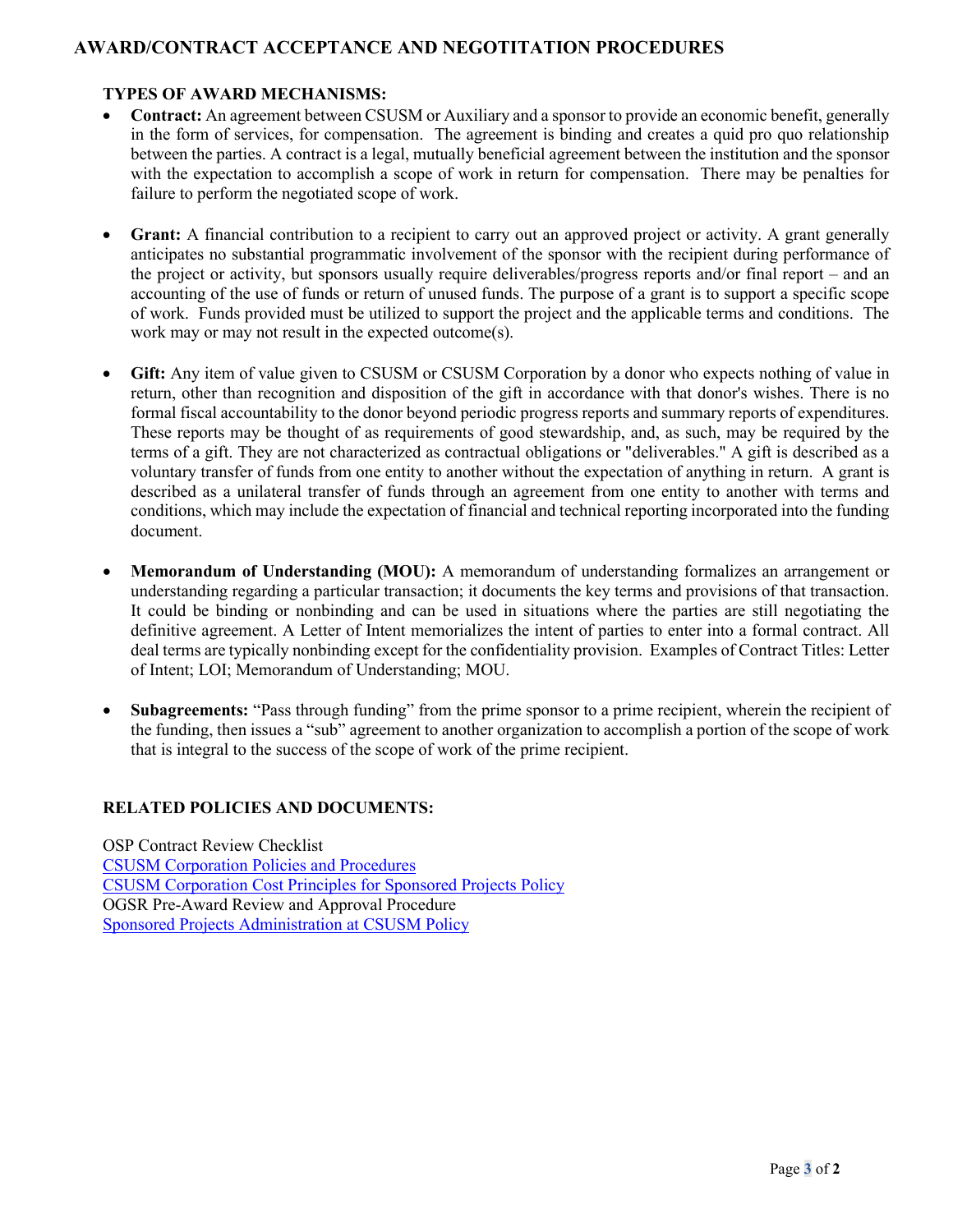## AWARD/CONTRACT ACCEPTANCE AND NEGOTITATION PROCEDURES

### TYPES OF AWARD MECHANISMS:

- **Contract:** An agreement between CSUSM or Auxiliary and a sponsor to provide an economic benefit, generally in the form of services, for compensation. The agreement is binding and creates a quid pro quo relationship between the parties. A contract is a legal, mutually beneficial agreement between the institution and the sponsor with the expectation to accomplish a scope of work in return for compensation. There may be penalties for failure to perform the negotiated scope of work.

- **Grant:** A financial contribution to a recipient to carry out an approved project or activity. A grant generally anticipates no substantial programmatic involvement of the sponsor with the recipient during performance of the project or activity, but sponsors usually require deliverables/progress reports and/or final report – and an accounting of the use of funds or return of unused funds. The purpose of a grant is to support a specific scope of work. Funds provided must be utilized to support the project and the applicable terms and conditions. The work may or may not result in the expected outcome(s).

- **Gift:** Any item of value given to CSUSM or CSUSM Corporation by a donor who expects nothing of value in return, other than recognition and disposition of the gift in accordance with that donor's wishes. There is no formal fiscal accountability to the donor beyond periodic progress reports and summary reports of expenditures. These reports may be thought of as requirements of good stewardship, and, as such, may be required by the terms of a gift. They are not characterized as contractual obligations or "deliverables." A gift is described as a voluntary transfer of funds from one entity to another without the expectation of anything in return. A grant is described as a unilateral transfer of funds through an agreement from one entity to another with terms and conditions, which may include the expectation of financial and technical reporting incorporated into the funding document.

- **Memorandum of Understanding (MOU):** A memorandum of understanding formalizes an arrangement or understanding regarding a particular transaction; it documents the key terms and provisions of that transaction. It could be binding or nonbinding and can be used in situations where the parties are still negotiating the definitive agreement. A Letter of Intent memorializes the intent of parties to enter into a formal contract. All deal terms are typically nonbinding except for the confidentiality provision. Examples of Contract Titles: Letter of Intent; LOI; Memorandum of Understanding; MOU.

- **Subagreements:** "Pass through funding" from the prime sponsor to a prime recipient, wherein the recipient of the funding, then issues a "sub" agreement to another organization to accomplish a portion of the scope of work that is integral to the success of the scope of work of the prime recipient.

### RELATED POLICIES AND DOCUMENTS:

OSP Contract Review Checklist
CSUSM Corporation Policies and Procedures
CSUSM Corporation Cost Principles for Sponsored Projects Policy
OGSR Pre-Award Review and Approval Procedure
Sponsored Projects Administration at CSUSM Policy